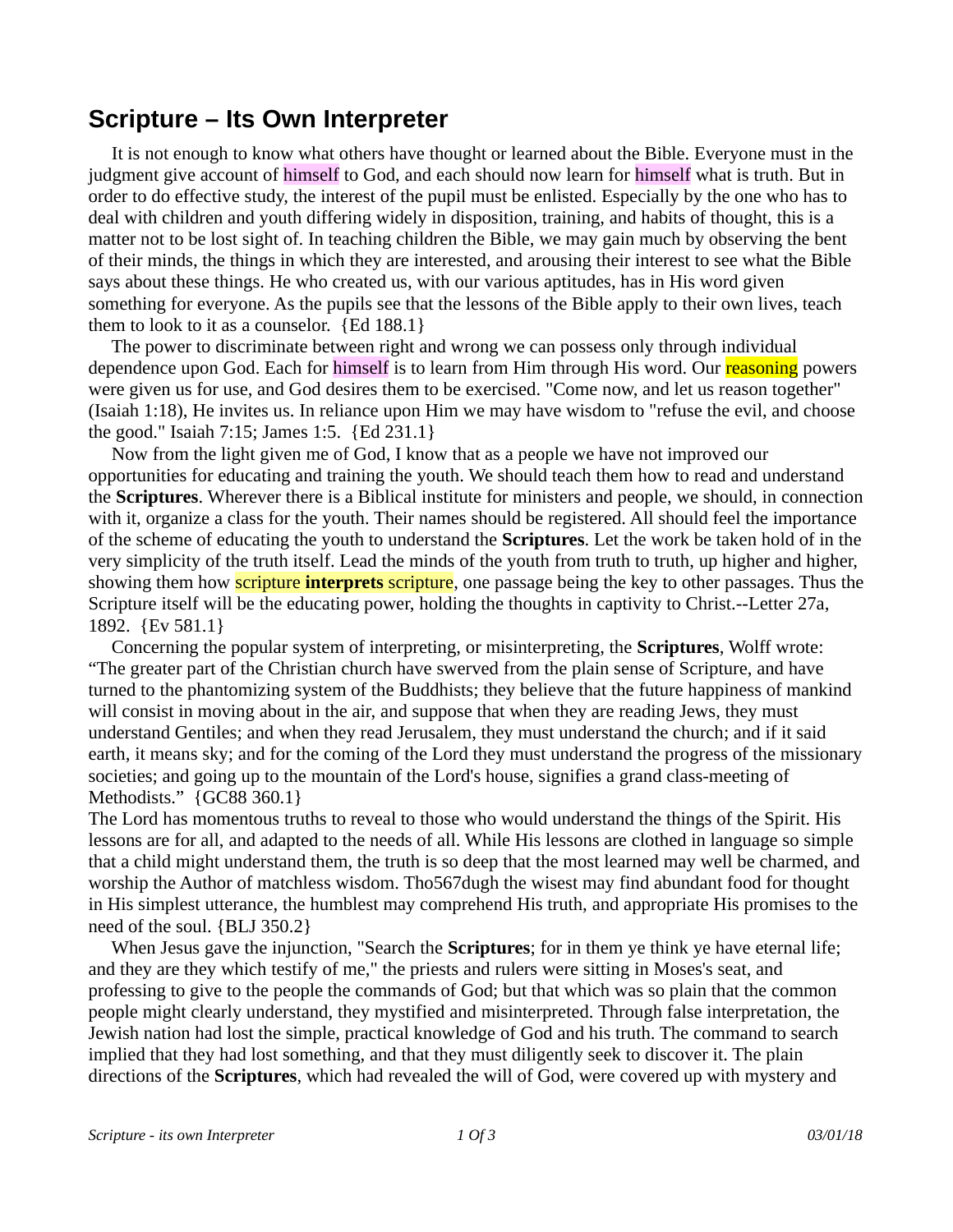# Scripture – Its Own Interpreter

It is not enough to know what others have thought or learned about the Bible. Everyone must in the judgment give account of himself to God, and each should now learn for himself what is truth. But in order to do effective study, the interest of the pupil must be enlisted. Especially by the one who has to deal with children and youth differing widely in disposition, training, and habits of thought, this is a matter not to be lost sight of. In teaching children the Bible, we may gain much by observing the bent of their minds, the things in which they are interested, and arousing their interest to see what the Bible says about these things. He who created us, with our various aptitudes, has in His word given something for everyone. As the pupils see that the lessons of the Bible apply to their own lives, teach them to look to it as a counselor. {Ed 188.1}

The power to discriminate between right and wrong we can possess only through individual dependence upon God. Each for himself is to learn from Him through His word. Our reasoning powers were given us for use, and God desires them to be exercised. "Come now, and let us reason together" (Isaiah 1:18), He invites us. In reliance upon Him we may have wisdom to "refuse the evil, and choose the good." Isaiah 7:15; James 1:5. {Ed 231.1}

Now from the light given me of God, I know that as a people we have not improved our opportunities for educating and training the youth. We should teach them how to read and understand the **Scriptures**. Wherever there is a Biblical institute for ministers and people, we should, in connection with it, organize a class for the youth. Their names should be registered. All should feel the importance of the scheme of educating the youth to understand the **Scriptures**. Let the work be taken hold of in the very simplicity of the truth itself. Lead the minds of the youth from truth to truth, up higher and higher, showing them how scripture **interprets** scripture, one passage being the key to other passages. Thus the Scripture itself will be the educating power, holding the thoughts in captivity to Christ.--Letter 27a, 1892. {Ev 581.1}

Concerning the popular system of interpreting, or misinterpreting, the **Scriptures**, Wolff wrote: "The greater part of the Christian church have swerved from the plain sense of Scripture, and have turned to the phantomizing system of the Buddhists; they believe that the future happiness of mankind will consist in moving about in the air, and suppose that when they are reading Jews, they must understand Gentiles; and when they read Jerusalem, they must understand the church; and if it said earth, it means sky; and for the coming of the Lord they must understand the progress of the missionary societies; and going up to the mountain of the Lord's house, signifies a grand class-meeting of Methodists." {GC88 360.1}

The Lord has momentous truths to reveal to those who would understand the things of the Spirit. His lessons are for all, and adapted to the needs of all. While His lessons are clothed in language so simple that a child might understand them, the truth is so deep that the most learned may well be charmed, and worship the Author of matchless wisdom. Tho567dugh the wisest may find abundant food for thought in His simplest utterance, the humblest may comprehend His truth, and appropriate His promises to the need of the soul. {BLJ 350.2}

When Jesus gave the injunction, "Search the **Scriptures**; for in them ye think ye have eternal life; and they are they which testify of me," the priests and rulers were sitting in Moses's seat, and professing to give to the people the commands of God; but that which was so plain that the common people might clearly understand, they mystified and misinterpreted. Through false interpretation, the Jewish nation had lost the simple, practical knowledge of God and his truth. The command to search implied that they had lost something, and that they must diligently seek to discover it. The plain directions of the **Scriptures**, which had revealed the will of God, were covered up with mystery and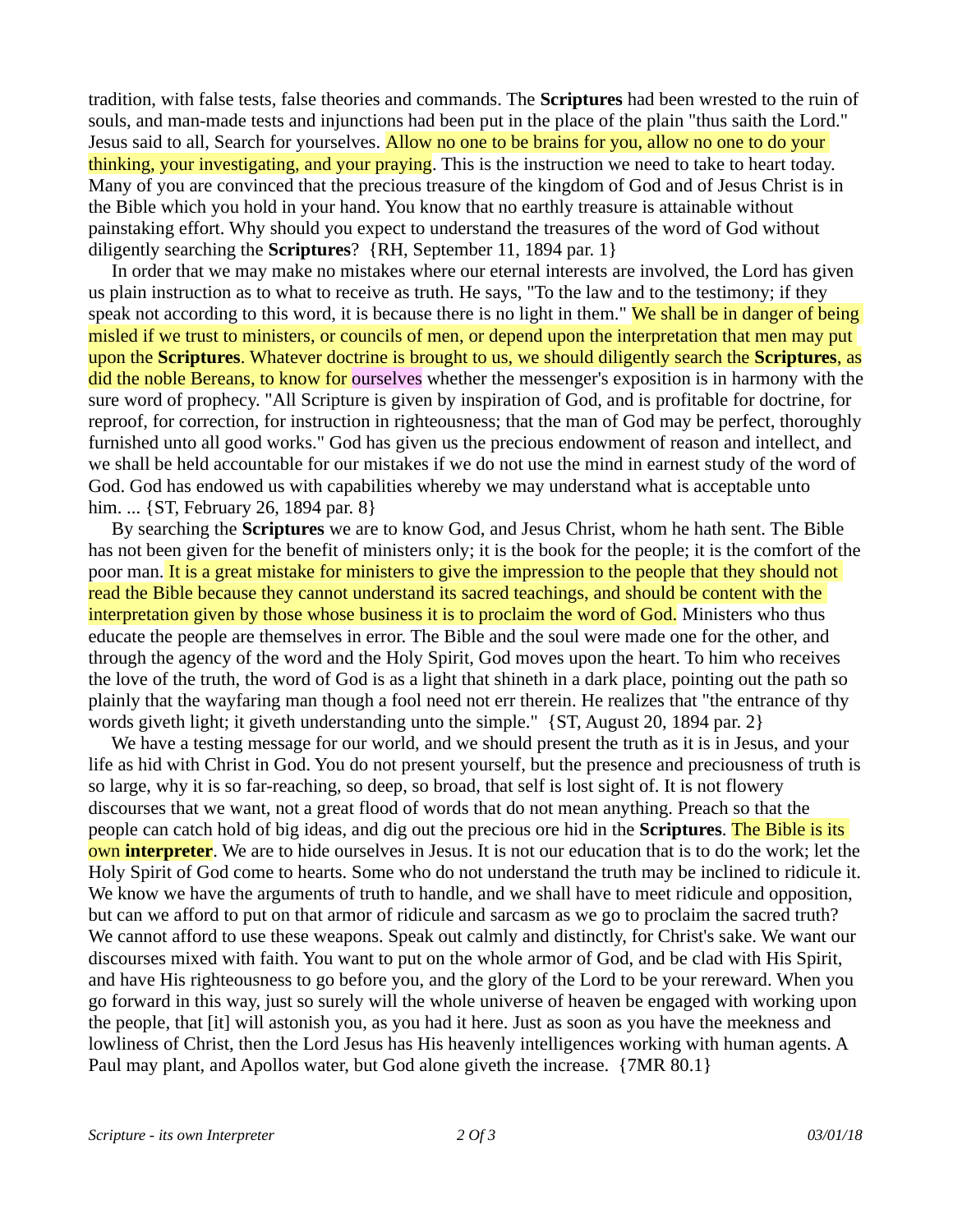tradition, with false tests, false theories and commands. The **Scriptures** had been wrested to the ruin of souls, and man-made tests and injunctions had been put in the place of the plain "thus saith the Lord." Jesus said to all, Search for yourselves. Allow no one to be brains for you, allow no one to do your thinking, your investigating, and your praying. This is the instruction we need to take to heart today. Many of you are convinced that the precious treasure of the kingdom of God and of Jesus Christ is in the Bible which you hold in your hand. You know that no earthly treasure is attainable without painstaking effort. Why should you expect to understand the treasures of the word of God without diligently searching the **Scriptures**? {RH, September 11, 1894 par. 1}

In order that we may make no mistakes where our eternal interests are involved, the Lord has given us plain instruction as to what to receive as truth. He says, "To the law and to the testimony; if they speak not according to this word, it is because there is no light in them." We shall be in danger of being misled if we trust to ministers, or councils of men, or depend upon the interpretation that men may put upon the **Scriptures**. Whatever doctrine is brought to us, we should diligently search the **Scriptures**, as did the noble Bereans, to know for ourselves whether the messenger's exposition is in harmony with the sure word of prophecy. "All Scripture is given by inspiration of God, and is profitable for doctrine, for reproof, for correction, for instruction in righteousness; that the man of God may be perfect, thoroughly furnished unto all good works." God has given us the precious endowment of reason and intellect, and we shall be held accountable for our mistakes if we do not use the mind in earnest study of the word of God. God has endowed us with capabilities whereby we may understand what is acceptable unto him. ... {ST, February 26, 1894 par. 8}

By searching the **Scriptures** we are to know God, and Jesus Christ, whom he hath sent. The Bible has not been given for the benefit of ministers only; it is the book for the people; it is the comfort of the poor man. It is a great mistake for ministers to give the impression to the people that they should not read the Bible because they cannot understand its sacred teachings, and should be content with the interpretation given by those whose business it is to proclaim the word of God. Ministers who thus educate the people are themselves in error. The Bible and the soul were made one for the other, and through the agency of the word and the Holy Spirit, God moves upon the heart. To him who receives the love of the truth, the word of God is as a light that shineth in a dark place, pointing out the path so plainly that the wayfaring man though a fool need not err therein. He realizes that "the entrance of thy words giveth light; it giveth understanding unto the simple." {ST, August 20, 1894 par. 2}

We have a testing message for our world, and we should present the truth as it is in Jesus, and your life as hid with Christ in God. You do not present yourself, but the presence and preciousness of truth is so large, why it is so far-reaching, so deep, so broad, that self is lost sight of. It is not flowery discourses that we want, not a great flood of words that do not mean anything. Preach so that the people can catch hold of big ideas, and dig out the precious ore hid in the **Scriptures**. The Bible is its own **interpreter**. We are to hide ourselves in Jesus. It is not our education that is to do the work; let the Holy Spirit of God come to hearts. Some who do not understand the truth may be inclined to ridicule it. We know we have the arguments of truth to handle, and we shall have to meet ridicule and opposition, but can we afford to put on that armor of ridicule and sarcasm as we go to proclaim the sacred truth? We cannot afford to use these weapons. Speak out calmly and distinctly, for Christ's sake. We want our discourses mixed with faith. You want to put on the whole armor of God, and be clad with His Spirit, and have His righteousness to go before you, and the glory of the Lord to be your rereward. When you go forward in this way, just so surely will the whole universe of heaven be engaged with working upon the people, that [it] will astonish you, as you had it here. Just as soon as you have the meekness and lowliness of Christ, then the Lord Jesus has His heavenly intelligences working with human agents. A Paul may plant, and Apollos water, but God alone giveth the increase. {7MR 80.1}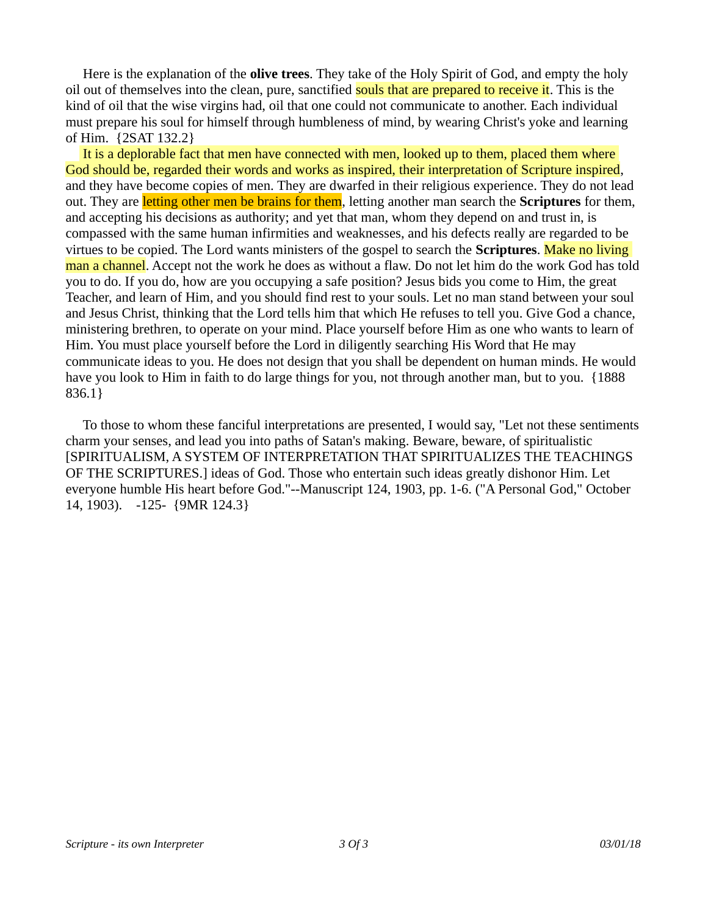Here is the explanation of the **olive trees**. They take of the Holy Spirit of God, and empty the holy oil out of themselves into the clean, pure, sanctified souls that are prepared to receive it. This is the kind of oil that the wise virgins had, oil that one could not communicate to another. Each individual must prepare his soul for himself through humbleness of mind, by wearing Christ's yoke and learning of Him. {2SAT 132.2}

It is a deplorable fact that men have connected with men, looked up to them, placed them where God should be, regarded their words and works as inspired, their interpretation of Scripture inspired, and they have become copies of men. They are dwarfed in their religious experience. They do not lead out. They are letting other men be brains for them, letting another man search the **Scriptures** for them, and accepting his decisions as authority; and yet that man, whom they depend on and trust in, is compassed with the same human infirmities and weaknesses, and his defects really are regarded to be virtues to be copied. The Lord wants ministers of the gospel to search the **Scriptures**. Make no living man a channel. Accept not the work he does as without a flaw. Do not let him do the work God has told you to do. If you do, how are you occupying a safe position? Jesus bids you come to Him, the great Teacher, and learn of Him, and you should find rest to your souls. Let no man stand between your soul and Jesus Christ, thinking that the Lord tells him that which He refuses to tell you. Give God a chance, ministering brethren, to operate on your mind. Place yourself before Him as one who wants to learn of Him. You must place yourself before the Lord in diligently searching His Word that He may communicate ideas to you. He does not design that you shall be dependent on human minds. He would have you look to Him in faith to do large things for you, not through another man, but to you. {1888 836.1}

To those to whom these fanciful interpretations are presented, I would say, "Let not these sentiments charm your senses, and lead you into paths of Satan's making. Beware, beware, of spiritualistic [SPIRITUALISM, A SYSTEM OF INTERPRETATION THAT SPIRITUALIZES THE TEACHINGS OF THE SCRIPTURES.] ideas of God. Those who entertain such ideas greatly dishonor Him. Let everyone humble His heart before God."--Manuscript 124, 1903, pp. 1-6. ("A Personal God," October 14, 1903). -125- {9MR 124.3}